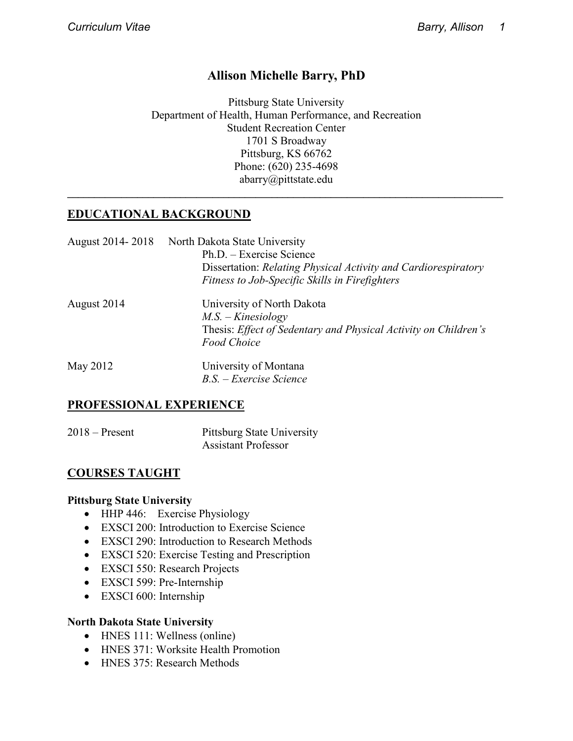# Allison Michelle Barry, PhD

Pittsburg State University
Department of Health, Human Performance, and Recreation
Student Recreation Center
1701 S Broadway
Pittsburg, KS 66762
Phone: (620) 235-4698
abarry@pittstate.edu

---

## EDUCATIONAL BACKGROUND

August 2014- 2018 North Dakota State University
Ph.D. – Exercise Science
Dissertation: *Relating Physical Activity and Cardiorespiratory Fitness to Job-Specific Skills in Firefighters*

August 2014 University of North Dakota
*M.S. – Kinesiology*
Thesis: *Effect of Sedentary and Physical Activity on Children's Food Choice*

May 2012 University of Montana
*B.S. – Exercise Science*

## PROFESSIONAL EXPERIENCE

2018 – Present Pittsburg State University
Assistant Professor

## COURSES TAUGHT

**Pittsburg State University**

- HHP 446: Exercise Physiology
- EXSCI 200: Introduction to Exercise Science
- EXSCI 290: Introduction to Research Methods
- EXSCI 520: Exercise Testing and Prescription
- EXSCI 550: Research Projects
- EXSCI 599: Pre-Internship
- EXSCI 600: Internship

**North Dakota State University**

- HNES 111: Wellness (online)
- HNES 371: Worksite Health Promotion
- HNES 375: Research Methods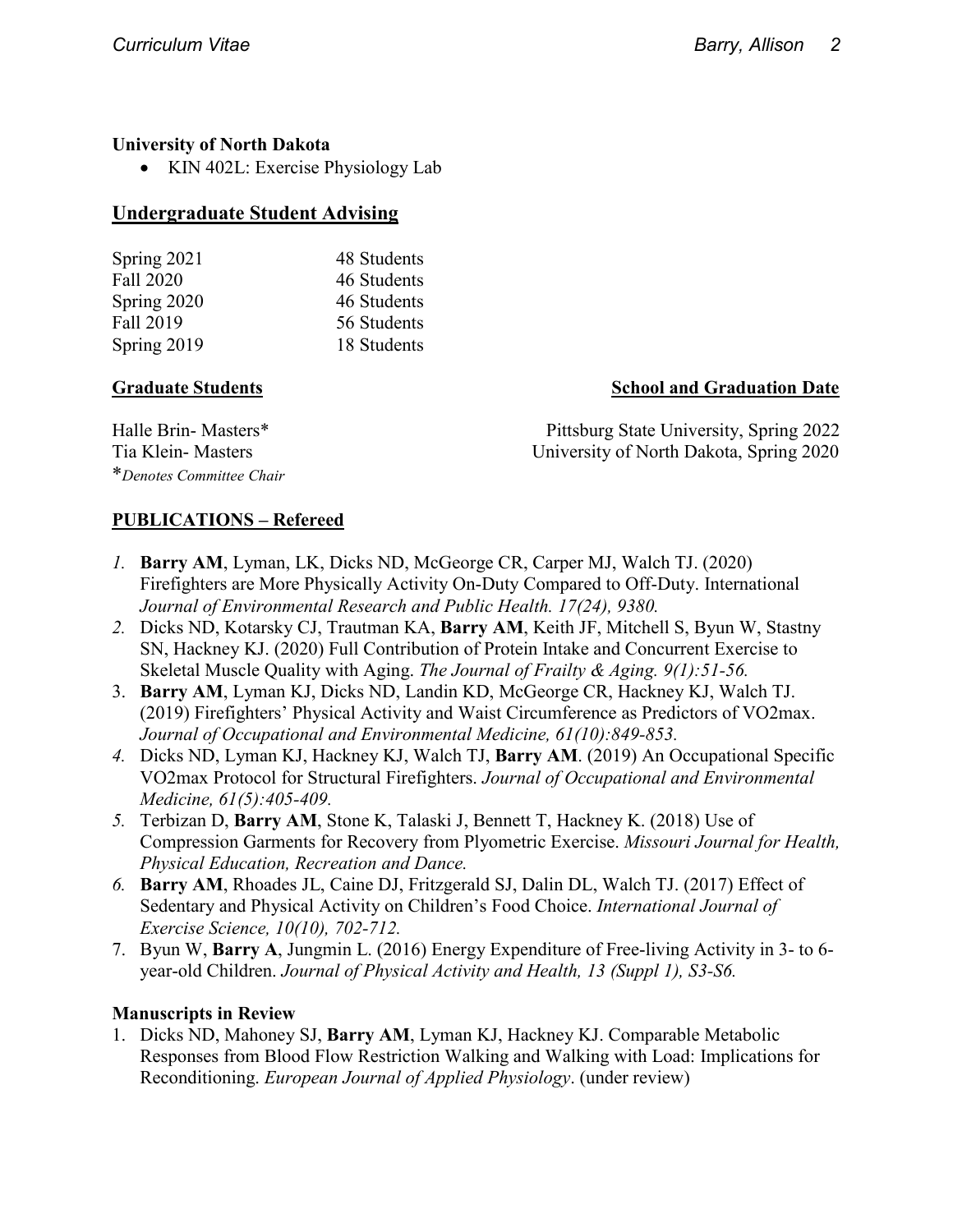**University of North Dakota**

- KIN 402L: Exercise Physiology Lab

## Undergraduate Student Advising

| | |
|---|---|
| Spring 2021 | 48 Students |
| Fall 2020 | 46 Students |
| Spring 2020 | 46 Students |
| Fall 2019 | 56 Students |
| Spring 2019 | 18 Students |

| Graduate Students | School and Graduation Date |
|---|---|
| Halle Brin- Masters* | Pittsburg State University, Spring 2022 |
| Tia Klein- Masters | University of North Dakota, Spring 2020 |

**Denotes Committee Chair*

## PUBLICATIONS – Refereed

1. **Barry AM**, Lyman, LK, Dicks ND, McGeorge CR, Carper MJ, Walch TJ. (2020) Firefighters are More Physically Activity On-Duty Compared to Off-Duty. International *Journal of Environmental Research and Public Health. 17(24), 9380.*
2. Dicks ND, Kotarsky CJ, Trautman KA, **Barry AM**, Keith JF, Mitchell S, Byun W, Stastny SN, Hackney KJ. (2020) Full Contribution of Protein Intake and Concurrent Exercise to Skeletal Muscle Quality with Aging. *The Journal of Frailty & Aging. 9(1):51-56.*
3. **Barry AM**, Lyman KJ, Dicks ND, Landin KD, McGeorge CR, Hackney KJ, Walch TJ. (2019) Firefighters' Physical Activity and Waist Circumference as Predictors of VO2max. *Journal of Occupational and Environmental Medicine, 61(10):849-853.*
4. Dicks ND, Lyman KJ, Hackney KJ, Walch TJ, **Barry AM**. (2019) An Occupational Specific VO2max Protocol for Structural Firefighters. *Journal of Occupational and Environmental Medicine, 61(5):405-409.*
5. Terbizan D, **Barry AM**, Stone K, Talaski J, Bennett T, Hackney K. (2018) Use of Compression Garments for Recovery from Plyometric Exercise. *Missouri Journal for Health, Physical Education, Recreation and Dance.*
6. **Barry AM**, Rhoades JL, Caine DJ, Fritzgerald SJ, Dalin DL, Walch TJ. (2017) Effect of Sedentary and Physical Activity on Children's Food Choice. *International Journal of Exercise Science, 10(10), 702-712.*
7. Byun W, **Barry A**, Jungmin L. (2016) Energy Expenditure of Free-living Activity in 3- to 6-year-old Children. *Journal of Physical Activity and Health, 13 (Suppl 1), S3-S6.*

### Manuscripts in Review

1. Dicks ND, Mahoney SJ, **Barry AM**, Lyman KJ, Hackney KJ. Comparable Metabolic Responses from Blood Flow Restriction Walking and Walking with Load: Implications for Reconditioning. *European Journal of Applied Physiology*. (under review)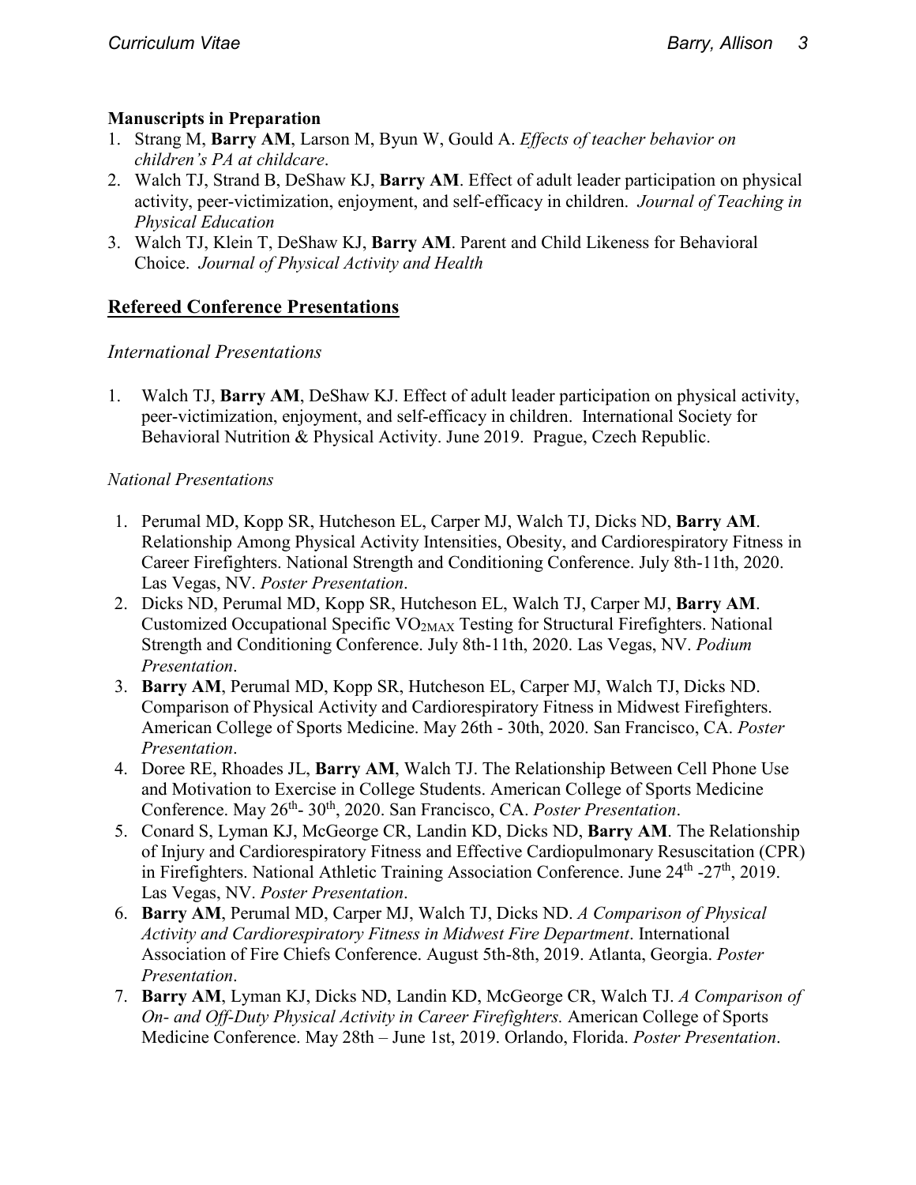**Manuscripts in Preparation**

1. Strang M, **Barry AM**, Larson M, Byun W, Gould A. *Effects of teacher behavior on children's PA at childcare*.
2. Walch TJ, Strand B, DeShaw KJ, **Barry AM**. Effect of adult leader participation on physical activity, peer-victimization, enjoyment, and self-efficacy in children. *Journal of Teaching in Physical Education*
3. Walch TJ, Klein T, DeShaw KJ, **Barry AM**. Parent and Child Likeness for Behavioral Choice. *Journal of Physical Activity and Health*

## Refereed Conference Presentations

### *International Presentations*

1. Walch TJ, **Barry AM**, DeShaw KJ. Effect of adult leader participation on physical activity, peer-victimization, enjoyment, and self-efficacy in children. International Society for Behavioral Nutrition & Physical Activity. June 2019. Prague, Czech Republic.

### *National Presentations*

1. Perumal MD, Kopp SR, Hutcheson EL, Carper MJ, Walch TJ, Dicks ND, **Barry AM**. Relationship Among Physical Activity Intensities, Obesity, and Cardiorespiratory Fitness in Career Firefighters. National Strength and Conditioning Conference. July 8th-11th, 2020. Las Vegas, NV. *Poster Presentation*.
2. Dicks ND, Perumal MD, Kopp SR, Hutcheson EL, Walch TJ, Carper MJ, **Barry AM**. Customized Occupational Specific $VO_{2MAX}$ Testing for Structural Firefighters. National Strength and Conditioning Conference. July 8th-11th, 2020. Las Vegas, NV. *Podium Presentation*.
3. **Barry AM**, Perumal MD, Kopp SR, Hutcheson EL, Carper MJ, Walch TJ, Dicks ND. Comparison of Physical Activity and Cardiorespiratory Fitness in Midwest Firefighters. American College of Sports Medicine. May 26th - 30th, 2020. San Francisco, CA. *Poster Presentation*.
4. Doree RE, Rhoades JL, **Barry AM**, Walch TJ. The Relationship Between Cell Phone Use and Motivation to Exercise in College Students. American College of Sports Medicine Conference. May 26th- 30th, 2020. San Francisco, CA. *Poster Presentation*.
5. Conard S, Lyman KJ, McGeorge CR, Landin KD, Dicks ND, **Barry AM**. The Relationship of Injury and Cardiorespiratory Fitness and Effective Cardiopulmonary Resuscitation (CPR) in Firefighters. National Athletic Training Association Conference. June 24th -27th, 2019. Las Vegas, NV. *Poster Presentation*.
6. **Barry AM**, Perumal MD, Carper MJ, Walch TJ, Dicks ND. *A Comparison of Physical Activity and Cardiorespiratory Fitness in Midwest Fire Department*. International Association of Fire Chiefs Conference. August 5th-8th, 2019. Atlanta, Georgia. *Poster Presentation*.
7. **Barry AM**, Lyman KJ, Dicks ND, Landin KD, McGeorge CR, Walch TJ. *A Comparison of On- and Off-Duty Physical Activity in Career Firefighters.* American College of Sports Medicine Conference. May 28th – June 1st, 2019. Orlando, Florida. *Poster Presentation*.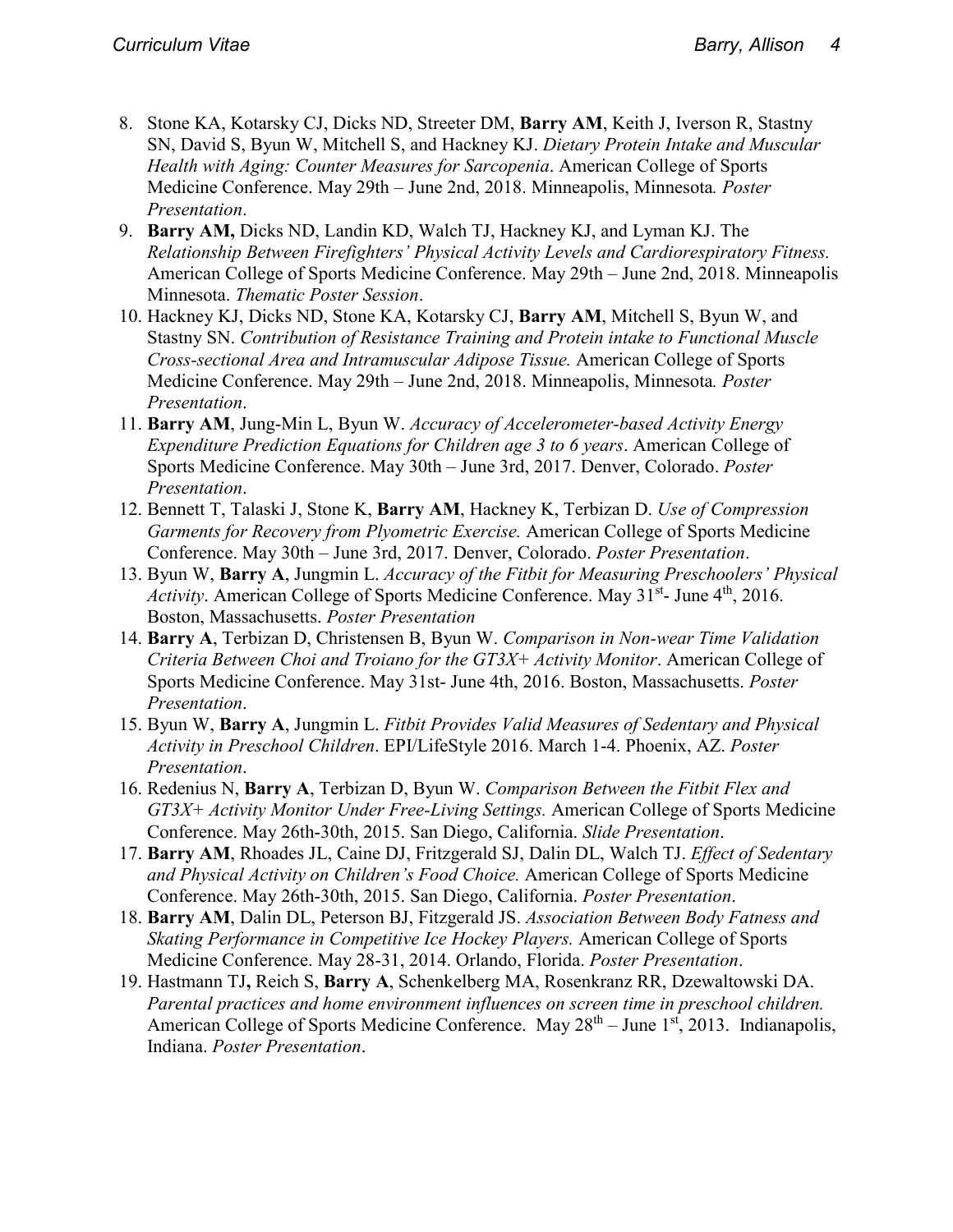8. Stone KA, Kotarsky CJ, Dicks ND, Streeter DM, **Barry AM**, Keith J, Iverson R, Stastny SN, David S, Byun W, Mitchell S, and Hackney KJ. *Dietary Protein Intake and Muscular Health with Aging: Counter Measures for Sarcopenia*. American College of Sports Medicine Conference. May 29th – June 2nd, 2018. Minneapolis, Minnesota. *Poster Presentation*.
9. **Barry AM,** Dicks ND, Landin KD, Walch TJ, Hackney KJ, and Lyman KJ. The *Relationship Between Firefighters' Physical Activity Levels and Cardiorespiratory Fitness.* American College of Sports Medicine Conference. May 29th – June 2nd, 2018. Minneapolis Minnesota. *Thematic Poster Session*.
10. Hackney KJ, Dicks ND, Stone KA, Kotarsky CJ, **Barry AM**, Mitchell S, Byun W, and Stastny SN. *Contribution of Resistance Training and Protein intake to Functional Muscle Cross-sectional Area and Intramuscular Adipose Tissue.* American College of Sports Medicine Conference. May 29th – June 2nd, 2018. Minneapolis, Minnesota. *Poster Presentation*.
11. **Barry AM**, Jung-Min L, Byun W. *Accuracy of Accelerometer-based Activity Energy Expenditure Prediction Equations for Children age 3 to 6 years*. American College of Sports Medicine Conference. May 30th – June 3rd, 2017. Denver, Colorado. *Poster Presentation*.
12. Bennett T, Talaski J, Stone K, **Barry AM**, Hackney K, Terbizan D. *Use of Compression Garments for Recovery from Plyometric Exercise.* American College of Sports Medicine Conference. May 30th – June 3rd, 2017. Denver, Colorado. *Poster Presentation*.
13. Byun W, **Barry A**, Jungmin L. *Accuracy of the Fitbit for Measuring Preschoolers' Physical Activity*. American College of Sports Medicine Conference. May 31st- June 4th, 2016. Boston, Massachusetts. *Poster Presentation*
14. **Barry A**, Terbizan D, Christensen B, Byun W. *Comparison in Non-wear Time Validation Criteria Between Choi and Troiano for the GT3X+ Activity Monitor*. American College of Sports Medicine Conference. May 31st- June 4th, 2016. Boston, Massachusetts. *Poster Presentation*.
15. Byun W, **Barry A**, Jungmin L. *Fitbit Provides Valid Measures of Sedentary and Physical Activity in Preschool Children*. EPI/LifeStyle 2016. March 1-4. Phoenix, AZ. *Poster Presentation*.
16. Redenius N, **Barry A**, Terbizan D, Byun W. *Comparison Between the Fitbit Flex and GT3X+ Activity Monitor Under Free-Living Settings.* American College of Sports Medicine Conference. May 26th-30th, 2015. San Diego, California. *Slide Presentation*.
17. **Barry AM**, Rhoades JL, Caine DJ, Fritzgerald SJ, Dalin DL, Walch TJ. *Effect of Sedentary and Physical Activity on Children's Food Choice.* American College of Sports Medicine Conference. May 26th-30th, 2015. San Diego, California. *Poster Presentation*.
18. **Barry AM**, Dalin DL, Peterson BJ, Fitzgerald JS. *Association Between Body Fatness and Skating Performance in Competitive Ice Hockey Players.* American College of Sports Medicine Conference. May 28-31, 2014. Orlando, Florida. *Poster Presentation*.
19. Hastmann TJ**,** Reich S, **Barry A**, Schenkelberg MA, Rosenkranz RR, Dzewaltowski DA. *Parental practices and home environment influences on screen time in preschool children.* American College of Sports Medicine Conference. May 28th – June 1st, 2013. Indianapolis, Indiana. *Poster Presentation*.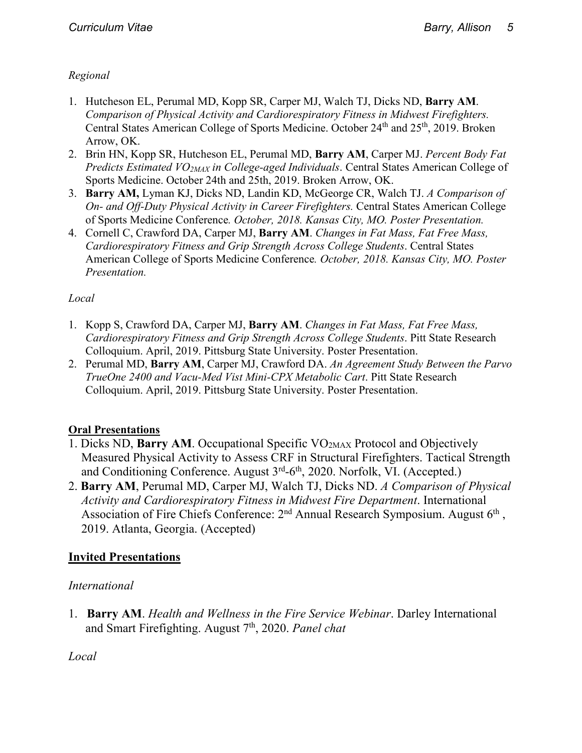*Regional*

1. Hutcheson EL, Perumal MD, Kopp SR, Carper MJ, Walch TJ, Dicks ND, **Barry AM**. *Comparison of Physical Activity and Cardiorespiratory Fitness in Midwest Firefighters.* Central States American College of Sports Medicine. October 24th and 25th, 2019. Broken Arrow, OK.
2. Brin HN, Kopp SR, Hutcheson EL, Perumal MD, **Barry AM**, Carper MJ. *Percent Body Fat Predicts Estimated $VO_{2MAX}$ in College-aged Individuals*. Central States American College of Sports Medicine. October 24th and 25th, 2019. Broken Arrow, OK.
3. **Barry AM,** Lyman KJ, Dicks ND, Landin KD, McGeorge CR, Walch TJ. *A Comparison of On- and Off-Duty Physical Activity in Career Firefighters.* Central States American College of Sports Medicine Conference*. October, 2018. Kansas City, MO. Poster Presentation.*
4. Cornell C, Crawford DA, Carper MJ, **Barry AM**. *Changes in Fat Mass, Fat Free Mass, Cardiorespiratory Fitness and Grip Strength Across College Students*. Central States American College of Sports Medicine Conference*. October, 2018. Kansas City, MO. Poster Presentation.*

*Local*

1. Kopp S, Crawford DA, Carper MJ, **Barry AM**. *Changes in Fat Mass, Fat Free Mass, Cardiorespiratory Fitness and Grip Strength Across College Students*. Pitt State Research Colloquium. April, 2019. Pittsburg State University. Poster Presentation.
2. Perumal MD, **Barry AM**, Carper MJ, Crawford DA. *An Agreement Study Between the Parvo TrueOne 2400 and Vacu-Med Vist Mini-CPX Metabolic Cart*. Pitt State Research Colloquium. April, 2019. Pittsburg State University. Poster Presentation.

**Oral Presentations**

1. Dicks ND, **Barry AM**. Occupational Specific $VO_{2MAX}$ Protocol and Objectively Measured Physical Activity to Assess CRF in Structural Firefighters. Tactical Strength and Conditioning Conference. August 3rd-6th, 2020. Norfolk, VI. (Accepted.)
2. **Barry AM**, Perumal MD, Carper MJ, Walch TJ, Dicks ND. *A Comparison of Physical Activity and Cardiorespiratory Fitness in Midwest Fire Department*. International Association of Fire Chiefs Conference: 2nd Annual Research Symposium. August 6th , 2019. Atlanta, Georgia. (Accepted)

## Invited Presentations

*International*

1. **Barry AM**. *Health and Wellness in the Fire Service Webinar*. Darley International and Smart Firefighting. August 7th, 2020. *Panel chat*

*Local*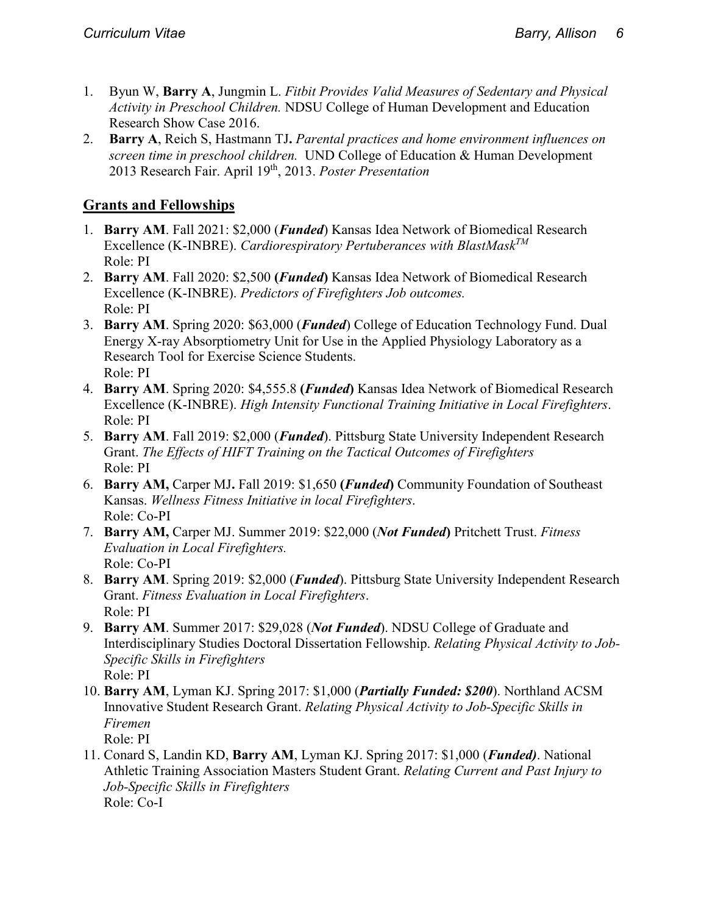1. Byun W, **Barry A**, Jungmin L. *Fitbit Provides Valid Measures of Sedentary and Physical Activity in Preschool Children.* NDSU College of Human Development and Education Research Show Case 2016.
2. **Barry A**, Reich S, Hastmann TJ**.** *Parental practices and home environment influences on screen time in preschool children.* UND College of Education & Human Development 2013 Research Fair. April 19th, 2013. *Poster Presentation*

## Grants and Fellowships

1. **Barry AM**. Fall 2021: $2,000 (***Funded***) Kansas Idea Network of Biomedical Research Excellence (K-INBRE). *Cardiorespiratory Pertuberances with BlastMask*TM
   Role: PI
2. **Barry AM**. Fall 2020: $2,500 **(*Funded*)** Kansas Idea Network of Biomedical Research Excellence (K-INBRE). *Predictors of Firefighters Job outcomes.*
   Role: PI
3. **Barry AM**. Spring 2020: $63,000 (***Funded***) College of Education Technology Fund. Dual Energy X-ray Absorptiometry Unit for Use in the Applied Physiology Laboratory as a Research Tool for Exercise Science Students.
   Role: PI
4. **Barry AM**. Spring 2020: $4,555.8 **(*Funded*)** Kansas Idea Network of Biomedical Research Excellence (K-INBRE). *High Intensity Functional Training Initiative in Local Firefighters*.
   Role: PI
5. **Barry AM**. Fall 2019: $2,000 (***Funded***). Pittsburg State University Independent Research Grant. *The Effects of HIFT Training on the Tactical Outcomes of Firefighters*
   Role: PI
6. **Barry AM,** Carper MJ**.** Fall 2019: $1,650 **(*Funded*)** Community Foundation of Southeast Kansas. *Wellness Fitness Initiative in local Firefighters*.
   Role: Co-PI
7. **Barry AM,** Carper MJ. Summer 2019: $22,000 (***Not Funded***) Pritchett Trust. *Fitness Evaluation in Local Firefighters.*
   Role: Co-PI
8. **Barry AM**. Spring 2019: $2,000 (***Funded***). Pittsburg State University Independent Research Grant. *Fitness Evaluation in Local Firefighters*.
   Role: PI
9. **Barry AM**. Summer 2017: $29,028 (***Not Funded***). NDSU College of Graduate and Interdisciplinary Studies Doctoral Dissertation Fellowship. *Relating Physical Activity to Job-Specific Skills in Firefighters*
   Role: PI
10. **Barry AM**, Lyman KJ. Spring 2017: $1,000 (***Partially Funded: $200***). Northland ACSM Innovative Student Research Grant. *Relating Physical Activity to Job-Specific Skills in Firemen*
    Role: PI
11. Conard S, Landin KD, **Barry AM**, Lyman KJ. Spring 2017: $1,000 (***Funded)***. National Athletic Training Association Masters Student Grant. *Relating Current and Past Injury to Job-Specific Skills in Firefighters*
    Role: Co-I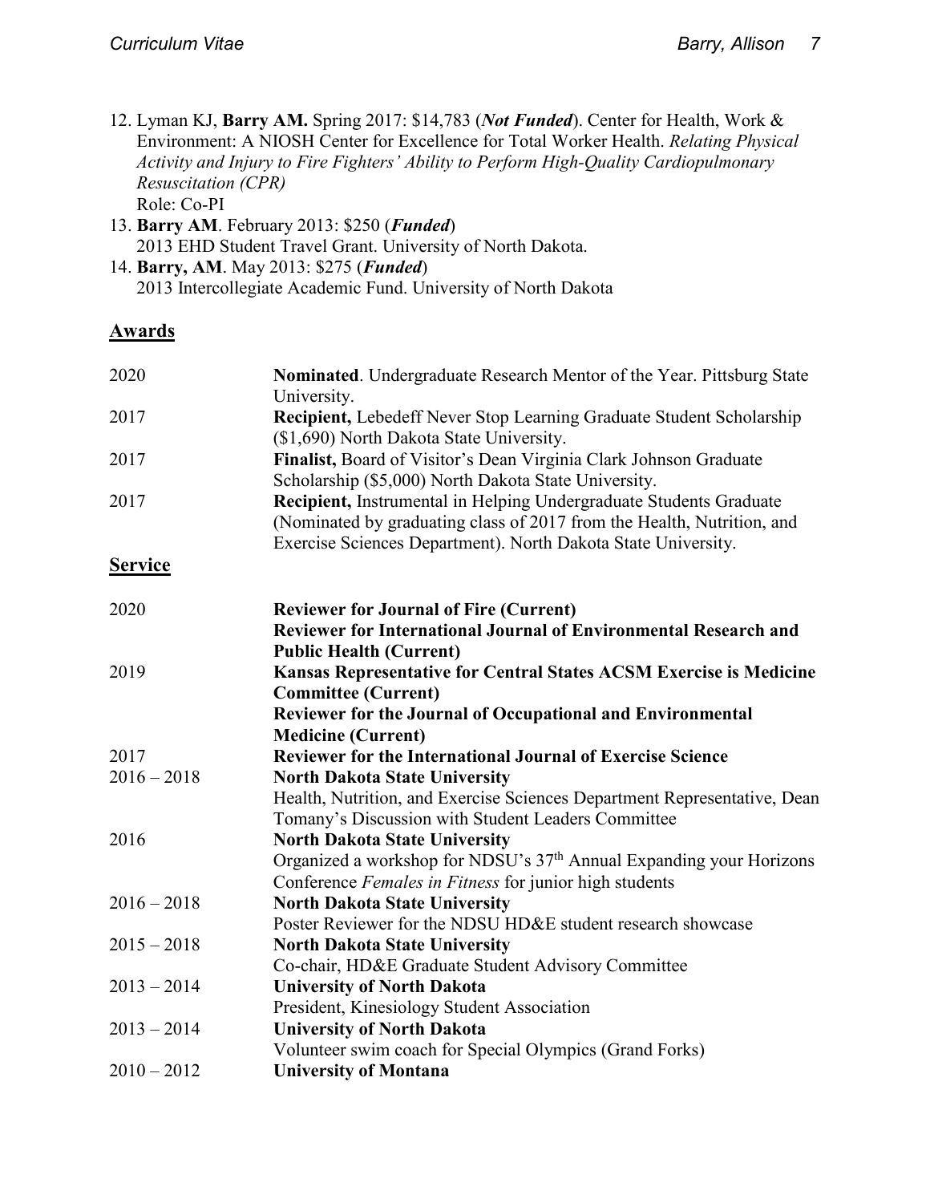12. Lyman KJ, **Barry AM.** Spring 2017: $14,783 (***Not Funded***). Center for Health, Work & Environment: A NIOSH Center for Excellence for Total Worker Health. *Relating Physical Activity and Injury to Fire Fighters' Ability to Perform High-Quality Cardiopulmonary Resuscitation (CPR)*
    Role: Co-PI
13. **Barry AM**. February 2013: $250 (***Funded***)
    2013 EHD Student Travel Grant. University of North Dakota.
14. **Barry, AM**. May 2013: $275 (***Funded***)
    2013 Intercollegiate Academic Fund. University of North Dakota

## Awards

| | |
|---|---|
| 2020 | **Nominated**. Undergraduate Research Mentor of the Year. Pittsburg State University. |
| 2017 | **Recipient,** Lebedeff Never Stop Learning Graduate Student Scholarship ($1,690) North Dakota State University. |
| 2017 | **Finalist,** Board of Visitor's Dean Virginia Clark Johnson Graduate Scholarship ($5,000) North Dakota State University. |
| 2017 | **Recipient,** Instrumental in Helping Undergraduate Students Graduate (Nominated by graduating class of 2017 from the Health, Nutrition, and Exercise Sciences Department). North Dakota State University. |

## Service

| | |
|---|---|
| 2020 | **Reviewer for Journal of Fire (Current)** |
| | **Reviewer for International Journal of Environmental Research and Public Health (Current)** |
| 2019 | **Kansas Representative for Central States ACSM Exercise is Medicine Committee (Current)** |
| | **Reviewer for the Journal of Occupational and Environmental Medicine (Current)** |
| 2017 | **Reviewer for the International Journal of Exercise Science** |
| 2016 – 2018 | **North Dakota State University**<br>Health, Nutrition, and Exercise Sciences Department Representative, Dean Tomany's Discussion with Student Leaders Committee |
| 2016 | **North Dakota State University**<br>Organized a workshop for NDSU's 37th Annual Expanding your Horizons Conference *Females in Fitness* for junior high students |
| 2016 – 2018 | **North Dakota State University**<br>Poster Reviewer for the NDSU HD&E student research showcase |
| 2015 – 2018 | **North Dakota State University**<br>Co-chair, HD&E Graduate Student Advisory Committee |
| 2013 – 2014 | **University of North Dakota**<br>President, Kinesiology Student Association |
| 2013 – 2014 | **University of North Dakota**<br>Volunteer swim coach for Special Olympics (Grand Forks) |
| 2010 – 2012 | **University of Montana** |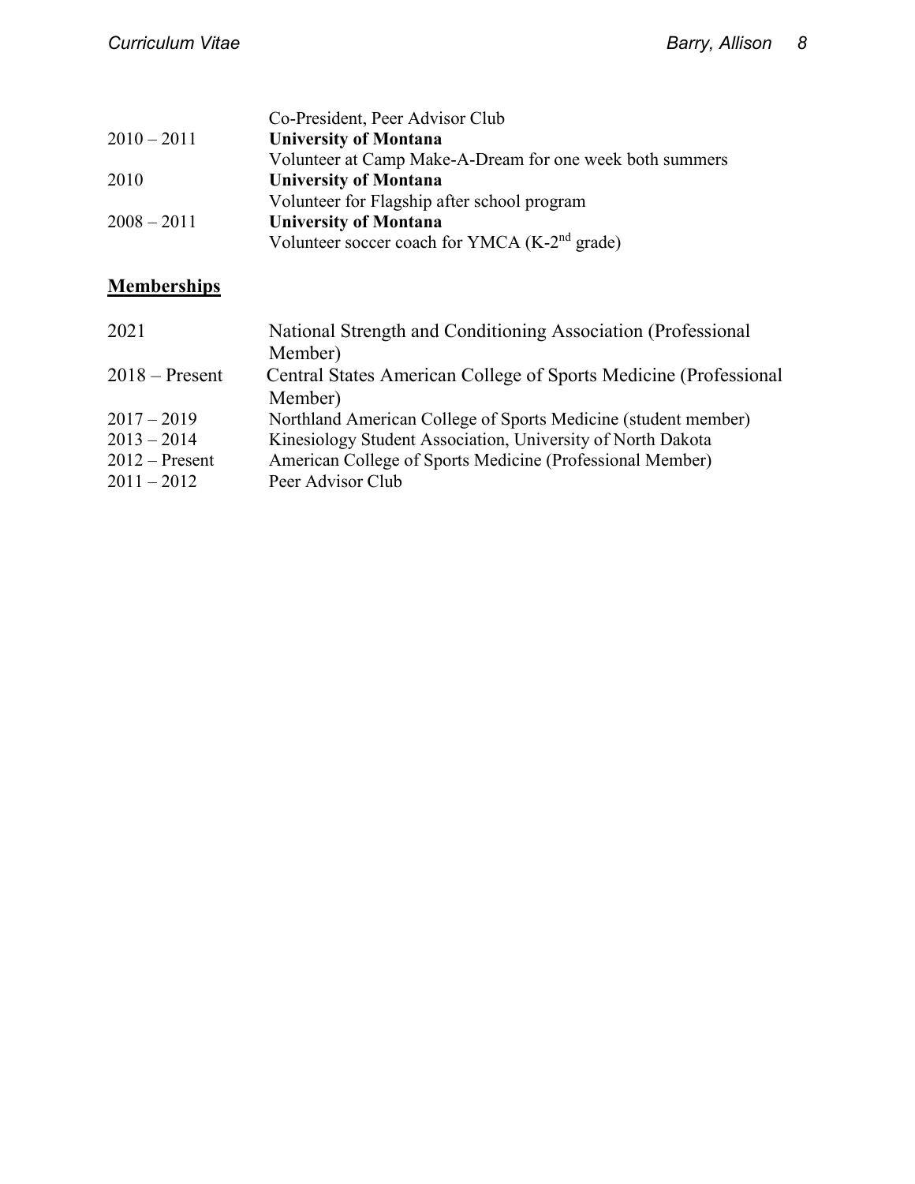| | |
|---|---|
| | Co-President, Peer Advisor Club |
| 2010 – 2011 | **University of Montana** |
| | Volunteer at Camp Make-A-Dream for one week both summers |
| 2010 | **University of Montana** |
| | Volunteer for Flagship after school program |
| 2008 – 2011 | **University of Montana** |
| | Volunteer soccer coach for YMCA (K-2nd grade) |

## Memberships

| | |
|---|---|
| 2021 | National Strength and Conditioning Association (Professional Member) |
| 2018 – Present | Central States American College of Sports Medicine (Professional Member) |
| 2017 – 2019 | Northland American College of Sports Medicine (student member) |
| 2013 – 2014 | Kinesiology Student Association, University of North Dakota |
| 2012 – Present | American College of Sports Medicine (Professional Member) |
| 2011 – 2012 | Peer Advisor Club |